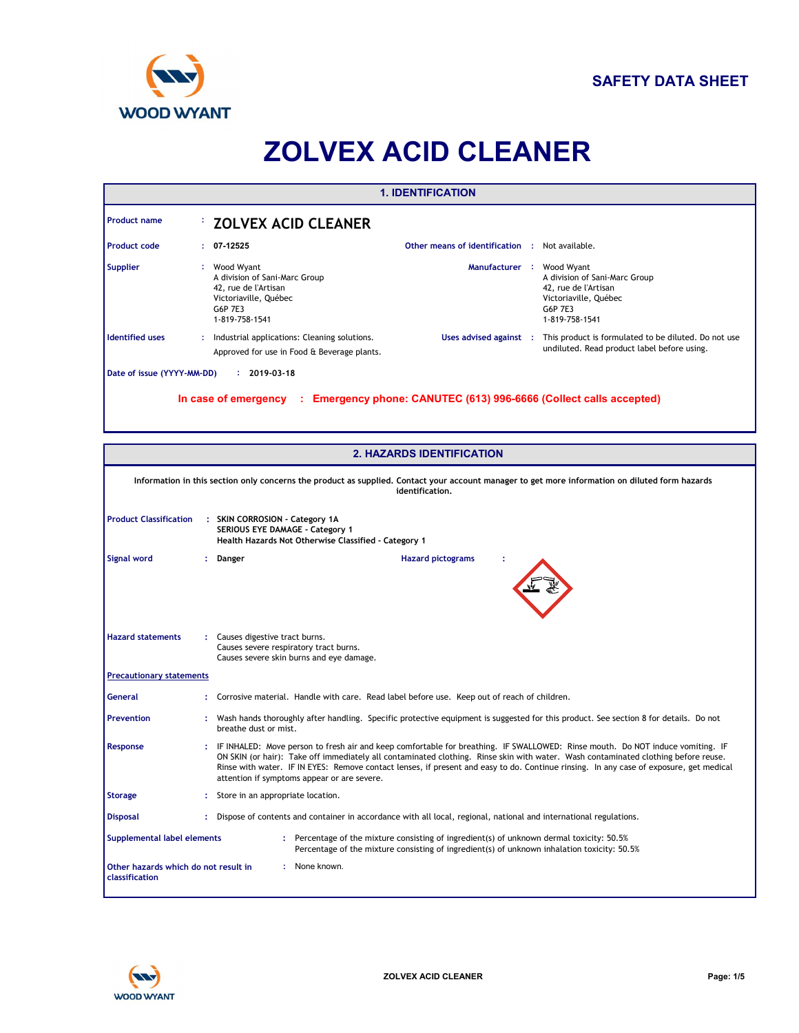# SAFETY DATA SHEET

# ZOLVEX ACID CLEANER

## 1. IDENTIFICATION

**Product name** : **ZOLVEX ACID CLEANER**

**Product code** : **07-12525**

**Other means of identification** : Not available.

**Supplier** : Wood Wyant
A division of Sani-Marc Group
42, rue de l'Artisan
Victoriaville, Québec
G6P 7E3
1-819-758-1541

**Manufacturer** : Wood Wyant
A division of Sani-Marc Group
42, rue de l'Artisan
Victoriaville, Québec
G6P 7E3
1-819-758-1541

**Identified uses** : Industrial applications: Cleaning solutions.
Approved for use in Food & Beverage plants.

**Uses advised against** : This product is formulated to be diluted. Do not use undiluted. Read product label before using.

**Date of issue (YYYY-MM-DD)** : **2019-03-18**

**In case of emergency : Emergency phone: CANUTEC (613) 996-6666 (Collect calls accepted)**

## 2. HAZARDS IDENTIFICATION

**Information in this section only concerns the product as supplied. Contact your account manager to get more information on diluted form hazards identification.**

**Product Classification** : **SKIN CORROSION - Category 1A**
**SERIOUS EYE DAMAGE - Category 1**
**Health Hazards Not Otherwise Classified - Category 1**

**Signal word** : **Danger**

**Hazard pictograms** :

**Hazard statements** : Causes digestive tract burns.
Causes severe respiratory tract burns.
Causes severe skin burns and eye damage.

**Precautionary statements**

**General** : Corrosive material. Handle with care. Read label before use. Keep out of reach of children.

**Prevention** : Wash hands thoroughly after handling. Specific protective equipment is suggested for this product. See section 8 for details. Do not breathe dust or mist.

**Response** : IF INHALED: Move person to fresh air and keep comfortable for breathing. IF SWALLOWED: Rinse mouth. Do NOT induce vomiting. IF ON SKIN (or hair): Take off immediately all contaminated clothing. Rinse skin with water. Wash contaminated clothing before reuse. Rinse with water. IF IN EYES: Remove contact lenses, if present and easy to do. Continue rinsing. In any case of exposure, get medical attention if symptoms appear or are severe.

**Storage** : Store in an appropriate location.

**Disposal** : Dispose of contents and container in accordance with all local, regional, national and international regulations.

**Supplemental label elements** : Percentage of the mixture consisting of ingredient(s) of unknown dermal toxicity: 50.5%
Percentage of the mixture consisting of ingredient(s) of unknown inhalation toxicity: 50.5%

**Other hazards which do not result in classification** : None known.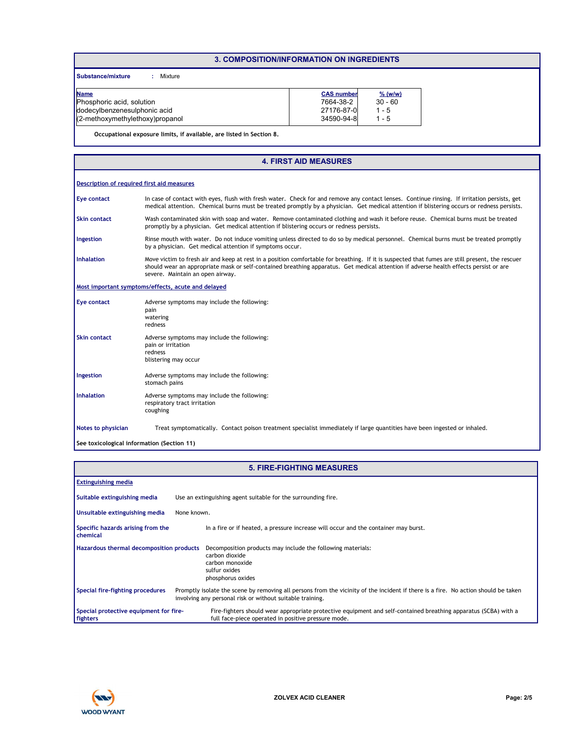## 3. COMPOSITION/INFORMATION ON INGREDIENTS

**Substance/mixture** : Mixture

| Name | CAS number | % (w/w) |
|---|---|---|
| Phosphoric acid, solution | 7664-38-2 | 30 - 60 |
| dodecylbenzenesulphonic acid | 27176-87-0 | 1 - 5 |
| (2-methoxymethylethoxy)propanol | 34590-94-8 | 1 - 5 |

**Occupational exposure limits, if available, are listed in Section 8.**

## 4. FIRST AID MEASURES

**Description of required first aid measures**

**Eye contact** In case of contact with eyes, flush with fresh water. Check for and remove any contact lenses. Continue rinsing. If irritation persists, get medical attention. Chemical burns must be treated promptly by a physician. Get medical attention if blistering occurs or redness persists.

**Skin contact** Wash contaminated skin with soap and water. Remove contaminated clothing and wash it before reuse. Chemical burns must be treated promptly by a physician. Get medical attention if blistering occurs or redness persists.

**Ingestion** Rinse mouth with water. Do not induce vomiting unless directed to do so by medical personnel. Chemical burns must be treated promptly by a physician. Get medical attention if symptoms occur.

**Inhalation** Move victim to fresh air and keep at rest in a position comfortable for breathing. If it is suspected that fumes are still present, the rescuer should wear an appropriate mask or self-contained breathing apparatus. Get medical attention if adverse health effects persist or are severe. Maintain an open airway.

**Most important symptoms/effects, acute and delayed**

**Eye contact** Adverse symptoms may include the following:
pain
watering
redness

**Skin contact** Adverse symptoms may include the following:
pain or irritation
redness
blistering may occur

**Ingestion** Adverse symptoms may include the following:
stomach pains

**Inhalation** Adverse symptoms may include the following:
respiratory tract irritation
coughing

**Notes to physician** Treat symptomatically. Contact poison treatment specialist immediately if large quantities have been ingested or inhaled.

**See toxicological information (Section 11)**

## 5. FIRE-FIGHTING MEASURES

**Extinguishing media**

**Suitable extinguishing media** Use an extinguishing agent suitable for the surrounding fire.

**Unsuitable extinguishing media** None known.

**Specific hazards arising from the chemical** In a fire or if heated, a pressure increase will occur and the container may burst.

**Hazardous thermal decomposition products** Decomposition products may include the following materials:
carbon dioxide
carbon monoxide
sulfur oxides
phosphorus oxides

**Special fire-fighting procedures** Promptly isolate the scene by removing all persons from the vicinity of the incident if there is a fire. No action should be taken involving any personal risk or without suitable training.

**Special protective equipment for fire-fighters** Fire-fighters should wear appropriate protective equipment and self-contained breathing apparatus (SCBA) with a full face-piece operated in positive pressure mode.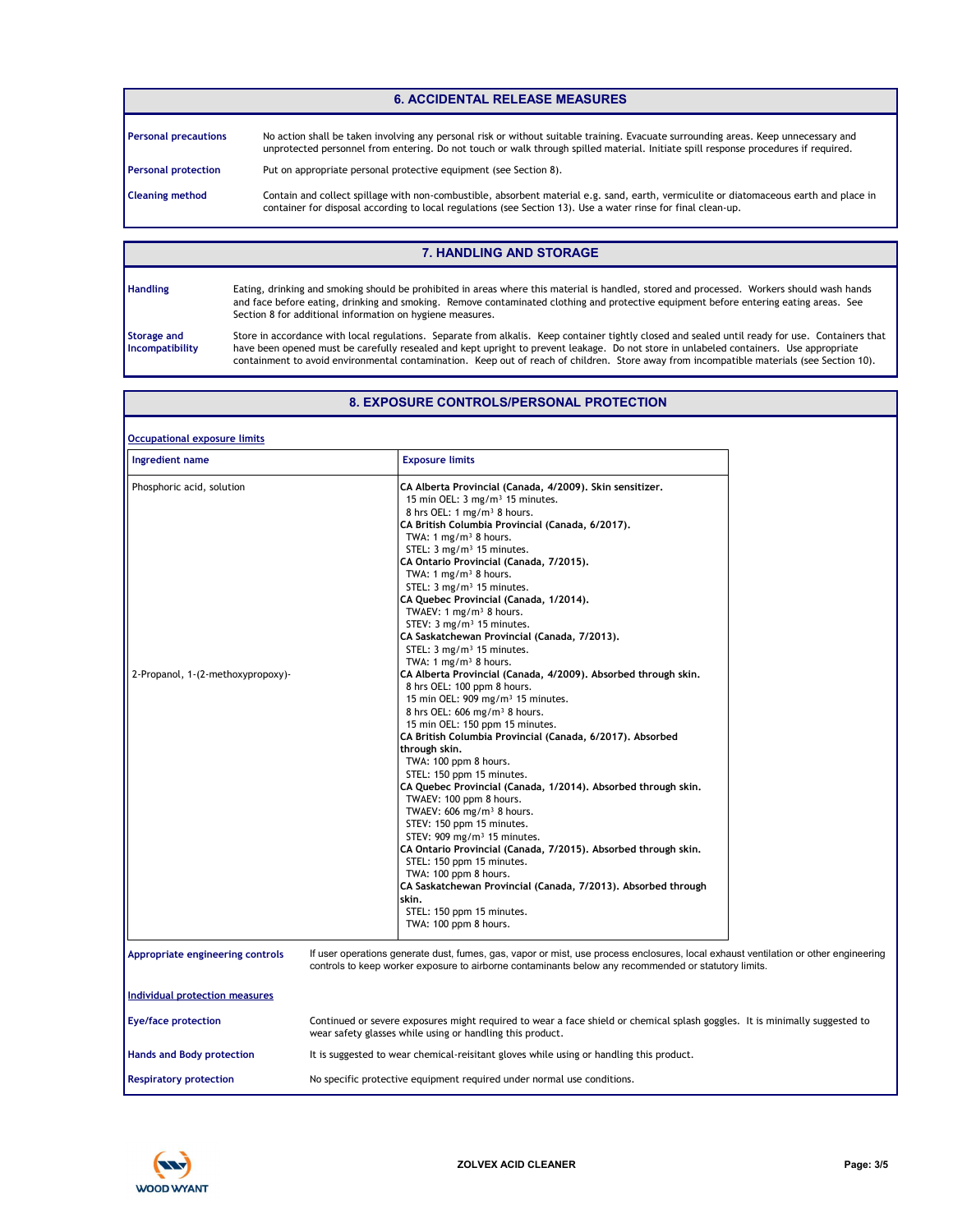## 6. ACCIDENTAL RELEASE MEASURES

**Personal precautions**

No action shall be taken involving any personal risk or without suitable training. Evacuate surrounding areas. Keep unnecessary and unprotected personnel from entering. Do not touch or walk through spilled material. Initiate spill response procedures if required.

**Personal protection**

Put on appropriate personal protective equipment (see Section 8).

**Cleaning method**

Contain and collect spillage with non-combustible, absorbent material e.g. sand, earth, vermiculite or diatomaceous earth and place in container for disposal according to local regulations (see Section 13). Use a water rinse for final clean-up.

## 7. HANDLING AND STORAGE

**Handling**

Eating, drinking and smoking should be prohibited in areas where this material is handled, stored and processed. Workers should wash hands and face before eating, drinking and smoking. Remove contaminated clothing and protective equipment before entering eating areas. See Section 8 for additional information on hygiene measures.

**Storage and Incompatibility**

Store in accordance with local regulations. Separate from alkalis. Keep container tightly closed and sealed until ready for use. Containers that have been opened must be carefully resealed and kept upright to prevent leakage. Do not store in unlabeled containers. Use appropriate containment to avoid environmental contamination. Keep out of reach of children. Store away from incompatible materials (see Section 10).

## 8. EXPOSURE CONTROLS/PERSONAL PROTECTION

**Occupational exposure limits**

| Ingredient name | Exposure limits |
|---|---|
| Phosphoric acid, solution | **CA Alberta Provincial (Canada, 4/2009). Skin sensitizer.**<br>15 min OEL: 3 mg/m³ 15 minutes.<br>8 hrs OEL: 1 mg/m³ 8 hours.<br>**CA British Columbia Provincial (Canada, 6/2017).**<br>TWA: 1 mg/m³ 8 hours.<br>STEL: 3 mg/m³ 15 minutes.<br>**CA Ontario Provincial (Canada, 7/2015).**<br>TWA: 1 mg/m³ 8 hours.<br>STEL: 3 mg/m³ 15 minutes.<br>**CA Quebec Provincial (Canada, 1/2014).**<br>TWAEV: 1 mg/m³ 8 hours.<br>STEV: 3 mg/m³ 15 minutes.<br>**CA Saskatchewan Provincial (Canada, 7/2013).**<br>STEL: 3 mg/m³ 15 minutes.<br>TWA: 1 mg/m³ 8 hours. |
| 2-Propanol, 1-(2-methoxypropoxy)- | **CA Alberta Provincial (Canada, 4/2009). Absorbed through skin.**<br>8 hrs OEL: 100 ppm 8 hours.<br>15 min OEL: 909 mg/m³ 15 minutes.<br>8 hrs OEL: 606 mg/m³ 8 hours.<br>15 min OEL: 150 ppm 15 minutes.<br>**CA British Columbia Provincial (Canada, 6/2017). Absorbed through skin.**<br>TWA: 100 ppm 8 hours.<br>STEL: 150 ppm 15 minutes.<br>**CA Quebec Provincial (Canada, 1/2014). Absorbed through skin.**<br>TWAEV: 100 ppm 8 hours.<br>TWAEV: 606 mg/m³ 8 hours.<br>STEV: 150 ppm 15 minutes.<br>STEV: 909 mg/m³ 15 minutes.<br>**CA Ontario Provincial (Canada, 7/2015). Absorbed through skin.**<br>STEL: 150 ppm 15 minutes.<br>TWA: 100 ppm 8 hours.<br>**CA Saskatchewan Provincial (Canada, 7/2013). Absorbed through skin.**<br>STEL: 150 ppm 15 minutes.<br>TWA: 100 ppm 8 hours. |

**Appropriate engineering controls**

If user operations generate dust, fumes, gas, vapor or mist, use process enclosures, local exhaust ventilation or other engineering controls to keep worker exposure to airborne contaminants below any recommended or statutory limits.

**Individual protection measures**

**Eye/face protection**

Continued or severe exposures might required to wear a face shield or chemical splash goggles. It is minimally suggested to wear safety glasses while using or handling this product.

**Hands and Body protection**

It is suggested to wear chemical-reisitant gloves while using or handling this product.

**Respiratory protection**

No specific protective equipment required under normal use conditions.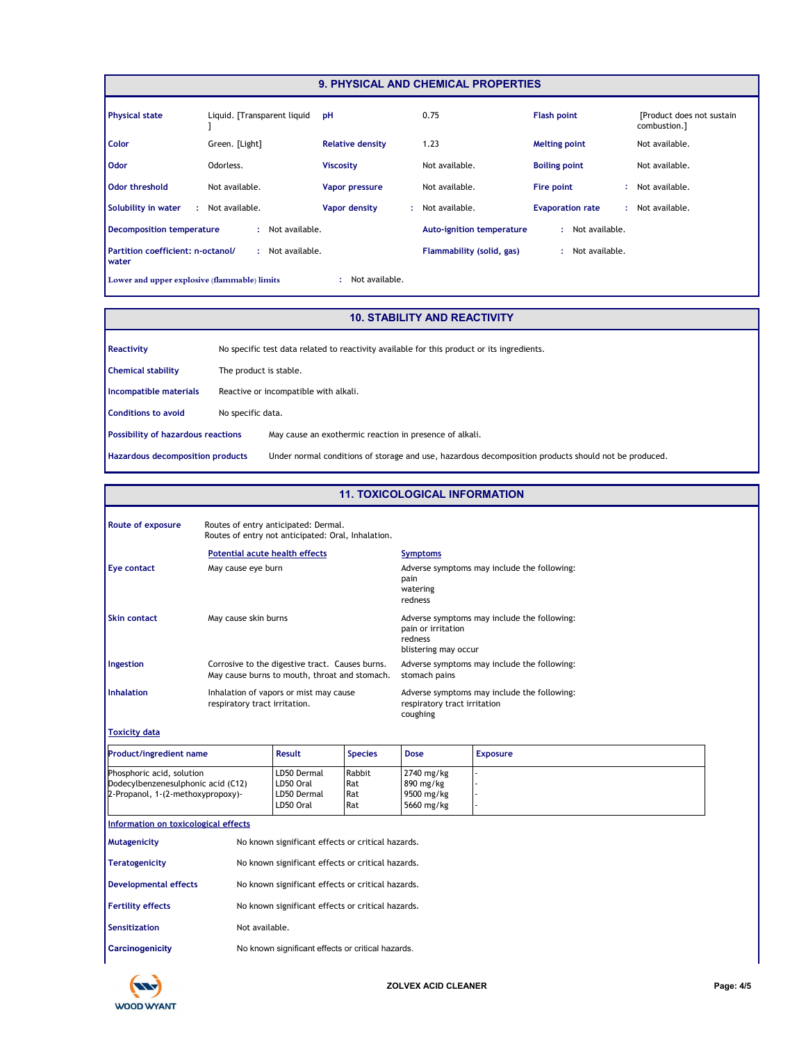## 9. PHYSICAL AND CHEMICAL PROPERTIES

| | | | | | |
|---|---|---|---|---|---|
| **Physical state** | Liquid. [Transparent liquid ] | **pH** | 0.75 | **Flash point** | [Product does not sustain combustion.] |
| **Color** | Green. [Light] | **Relative density** | 1.23 | **Melting point** | Not available. |
| **Odor** | Odorless. | **Viscosity** | Not available. | **Boiling point** | Not available. |
| **Odor threshold** | Not available. | **Vapor pressure** | Not available. | **Fire point** | : Not available. |
| **Solubility in water** | : Not available. | **Vapor density** | : Not available. | **Evaporation rate** | : Not available. |

**Decomposition temperature** : Not available.

**Auto-ignition temperature** : Not available.

**Partition coefficient: n-octanol/ water** : Not available.

**Flammability (solid, gas)** : Not available.

**Lower and upper explosive (flammable) limits** : Not available.

## 10. STABILITY AND REACTIVITY

**Reactivity** No specific test data related to reactivity available for this product or its ingredients.

**Chemical stability** The product is stable.

**Incompatible materials** Reactive or incompatible with alkali.

**Conditions to avoid** No specific data.

**Possibility of hazardous reactions** May cause an exothermic reaction in presence of alkali.

**Hazardous decomposition products** Under normal conditions of storage and use, hazardous decomposition products should not be produced.

## 11. TOXICOLOGICAL INFORMATION

**Route of exposure** Routes of entry anticipated: Dermal.
Routes of entry not anticipated: Oral, Inhalation.

| | Potential acute health effects | Symptoms |
|---|---|---|
| **Eye contact** | May cause eye burn | Adverse symptoms may include the following: pain, watering, redness |
| **Skin contact** | May cause skin burns | Adverse symptoms may include the following: pain or irritation, redness, blistering may occur |
| **Ingestion** | Corrosive to the digestive tract. Causes burns. May cause burns to mouth, throat and stomach. | Adverse symptoms may include the following: stomach pains |
| **Inhalation** | Inhalation of vapors or mist may cause respiratory tract irritation. | Adverse symptoms may include the following: respiratory tract irritation, coughing |

**Toxicity data**

| Product/ingredient name | Result | Species | Dose | Exposure |
|---|---|---|---|---|
| Phosphoric acid, solution | LD50 Dermal | Rabbit | 2740 mg/kg | - |
| Dodecylbenzenesulphonic acid (C12) | LD50 Oral | Rat | 890 mg/kg | - |
| 2-Propanol, 1-(2-methoxypropoxy)- | LD50 Dermal | Rat | 9500 mg/kg | - |
| | LD50 Oral | Rat | 5660 mg/kg | - |

**Information on toxicological effects**

**Mutagenicity** No known significant effects or critical hazards.

**Teratogenicity** No known significant effects or critical hazards.

**Developmental effects** No known significant effects or critical hazards.

**Fertility effects** No known significant effects or critical hazards.

**Sensitization** Not available.

**Carcinogenicity** No known significant effects or critical hazards.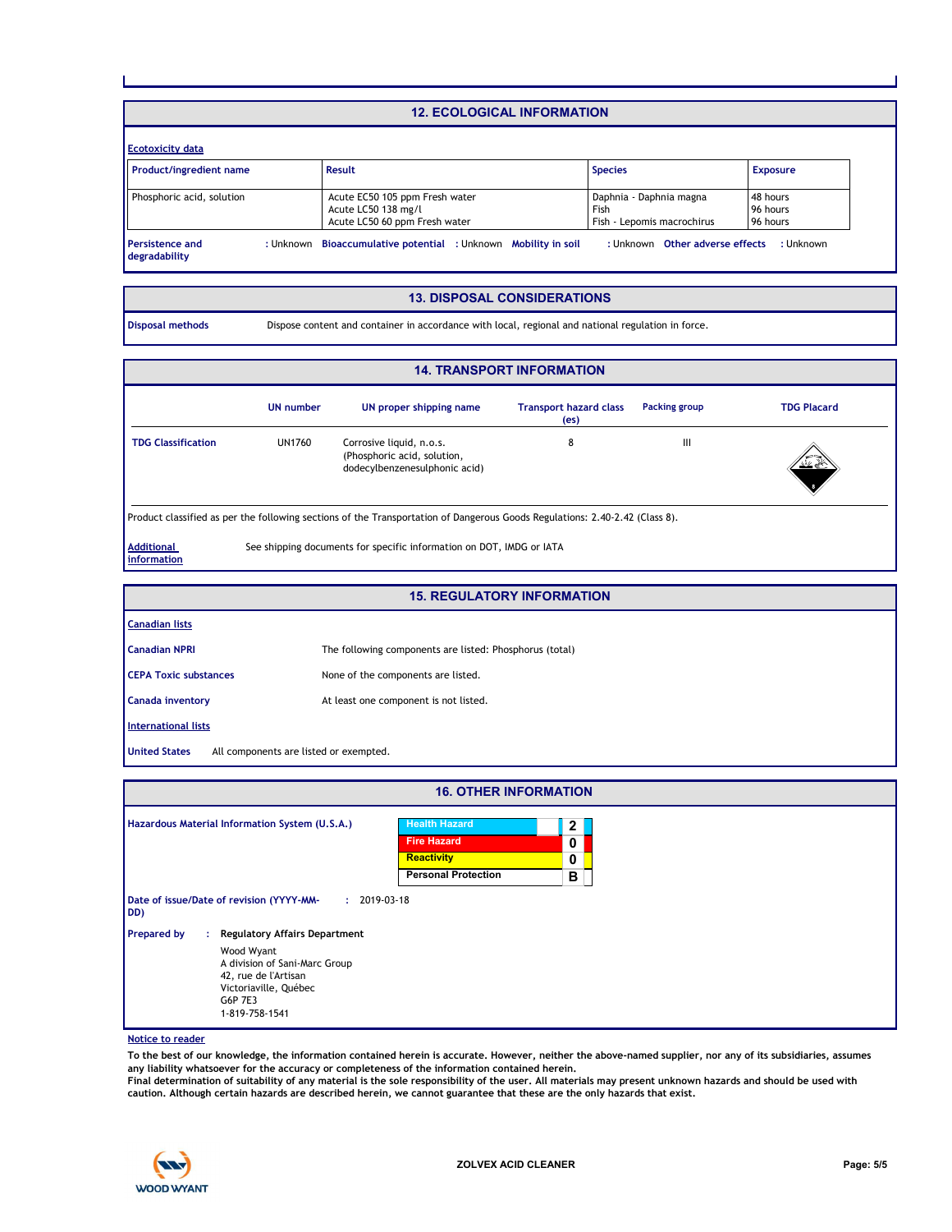## 12. ECOLOGICAL INFORMATION

**Ecotoxicity data**

| Product/ingredient name | Result | Species | Exposure |
|---|---|---|---|
| Phosphoric acid, solution | Acute EC50 105 ppm Fresh water<br>Acute LC50 138 mg/l<br>Acute LC50 60 ppm Fresh water | Daphnia - Daphnia magna<br>Fish<br>Fish - Lepomis macrochirus | 48 hours<br>96 hours<br>96 hours |

**Persistence and degradability** : Unknown **Bioaccumulative potential** : Unknown **Mobility in soil** : Unknown **Other adverse effects** : Unknown

## 13. DISPOSAL CONSIDERATIONS

**Disposal methods** Dispose content and container in accordance with local, regional and national regulation in force.

## 14. TRANSPORT INFORMATION

| | UN number | UN proper shipping name | Transport hazard class (es) | Packing group | TDG Placard |
|---|---|---|---|---|---|
| **TDG Classification** | UN1760 | Corrosive liquid, n.o.s. (Phosphoric acid, solution, dodecylbenzenesulphonic acid) | 8 | III | |

Product classified as per the following sections of the Transportation of Dangerous Goods Regulations: 2.40-2.42 (Class 8).

**Additional information** See shipping documents for specific information on DOT, IMDG or IATA

## 15. REGULATORY INFORMATION

**Canadian lists**

**Canadian NPRI** The following components are listed: Phosphorus (total)

**CEPA Toxic substances** None of the components are listed.

**Canada inventory** At least one component is not listed.

**International lists**

**United States** All components are listed or exempted.

## 16. OTHER INFORMATION

**Hazardous Material Information System (U.S.A.)**

| | |
|---|---|
| Health Hazard | 2 |
| Fire Hazard | 0 |
| Reactivity | 0 |
| Personal Protection | B |

**Date of issue/Date of revision (YYYY-MM-DD)** : 2019-03-18

**Prepared by** : **Regulatory Affairs Department**

Wood Wyant
A division of Sani-Marc Group
42, rue de l'Artisan
Victoriaville, Québec
G6P 7E3
1-819-758-1541

**Notice to reader**

**To the best of our knowledge, the information contained herein is accurate. However, neither the above-named supplier, nor any of its subsidiaries, assumes any liability whatsoever for the accuracy or completeness of the information contained herein.**
**Final determination of suitability of any material is the sole responsibility of the user. All materials may present unknown hazards and should be used with caution. Although certain hazards are described herein, we cannot guarantee that these are the only hazards that exist.**